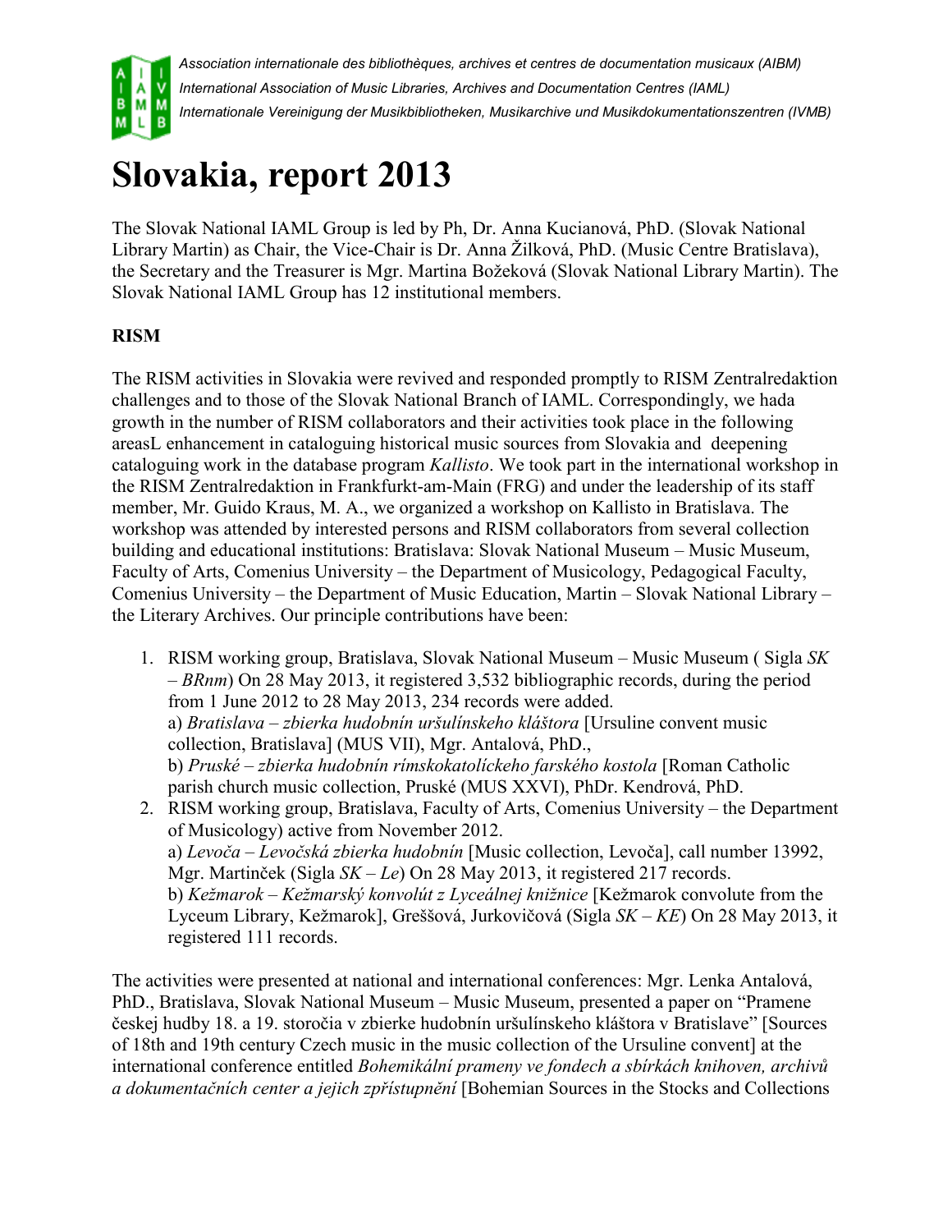*Association internationale des bibliothèques, archives et centres de documentation musicaux (AIBM)*
*International Association of Music Libraries, Archives and Documentation Centres (IAML)*
*Internationale Vereinigung der Musikbibliotheken, Musikarchive und Musikdokumentationszentren (IVMB)*

# Slovakia, report 2013

The Slovak National IAML Group is led by Ph, Dr. Anna Kucianová, PhD. (Slovak National Library Martin) as Chair, the Vice-Chair is Dr. Anna Žilková, PhD. (Music Centre Bratislava), the Secretary and the Treasurer is Mgr. Martina Božeková (Slovak National Library Martin). The Slovak National IAML Group has 12 institutional members.

**RISM**

The RISM activities in Slovakia were revived and responded promptly to RISM Zentralredaktion challenges and to those of the Slovak National Branch of IAML. Correspondingly, we hada growth in the number of RISM collaborators and their activities took place in the following areasL enhancement in cataloguing historical music sources from Slovakia and deepening cataloguing work in the database program *Kallisto*. We took part in the international workshop in the RISM Zentralredaktion in Frankfurkt-am-Main (FRG) and under the leadership of its staff member, Mr. Guido Kraus, M. A., we organized a workshop on Kallisto in Bratislava. The workshop was attended by interested persons and RISM collaborators from several collection building and educational institutions: Bratislava: Slovak National Museum – Music Museum, Faculty of Arts, Comenius University – the Department of Musicology, Pedagogical Faculty, Comenius University – the Department of Music Education, Martin – Slovak National Library – the Literary Archives. Our principle contributions have been:

1. RISM working group, Bratislava, Slovak National Museum – Music Museum ( Sigla *SK – BRnm*) On 28 May 2013, it registered 3,532 bibliographic records, during the period from 1 June 2012 to 28 May 2013, 234 records were added.
   a) *Bratislava – zbierka hudobnín uršulínskeho kláštora* [Ursuline convent music collection, Bratislava] (MUS VII), Mgr. Antalová, PhD.,
   b) *Pruské – zbierka hudobnín rímskokatolíckeho farského kostola* [Roman Catholic parish church music collection, Pruské (MUS XXVI), PhDr. Kendrová, PhD.
2. RISM working group, Bratislava, Faculty of Arts, Comenius University – the Department of Musicology) active from November 2012.
   a) *Levoča – Levočská zbierka hudobnín* [Music collection, Levoča], call number 13992, Mgr. Martinček (Sigla *SK – Le*) On 28 May 2013, it registered 217 records.
   b) *Kežmarok – Kežmarský konvolút z Lyceálnej knižnice* [Kežmarok convolute from the Lyceum Library, Kežmarok], Greššová, Jurkovičová (Sigla *SK – KE*) On 28 May 2013, it registered 111 records.

The activities were presented at national and international conferences: Mgr. Lenka Antalová, PhD., Bratislava, Slovak National Museum – Music Museum, presented a paper on "Pramene českej hudby 18. a 19. storočia v zbierke hudobnín uršulínskeho kláštora v Bratislave" [Sources of 18th and 19th century Czech music in the music collection of the Ursuline convent] at the international conference entitled *Bohemikální prameny ve fondech a sbírkách knihoven, archivů a dokumentačních center a jejich zpřístupnění* [Bohemian Sources in the Stocks and Collections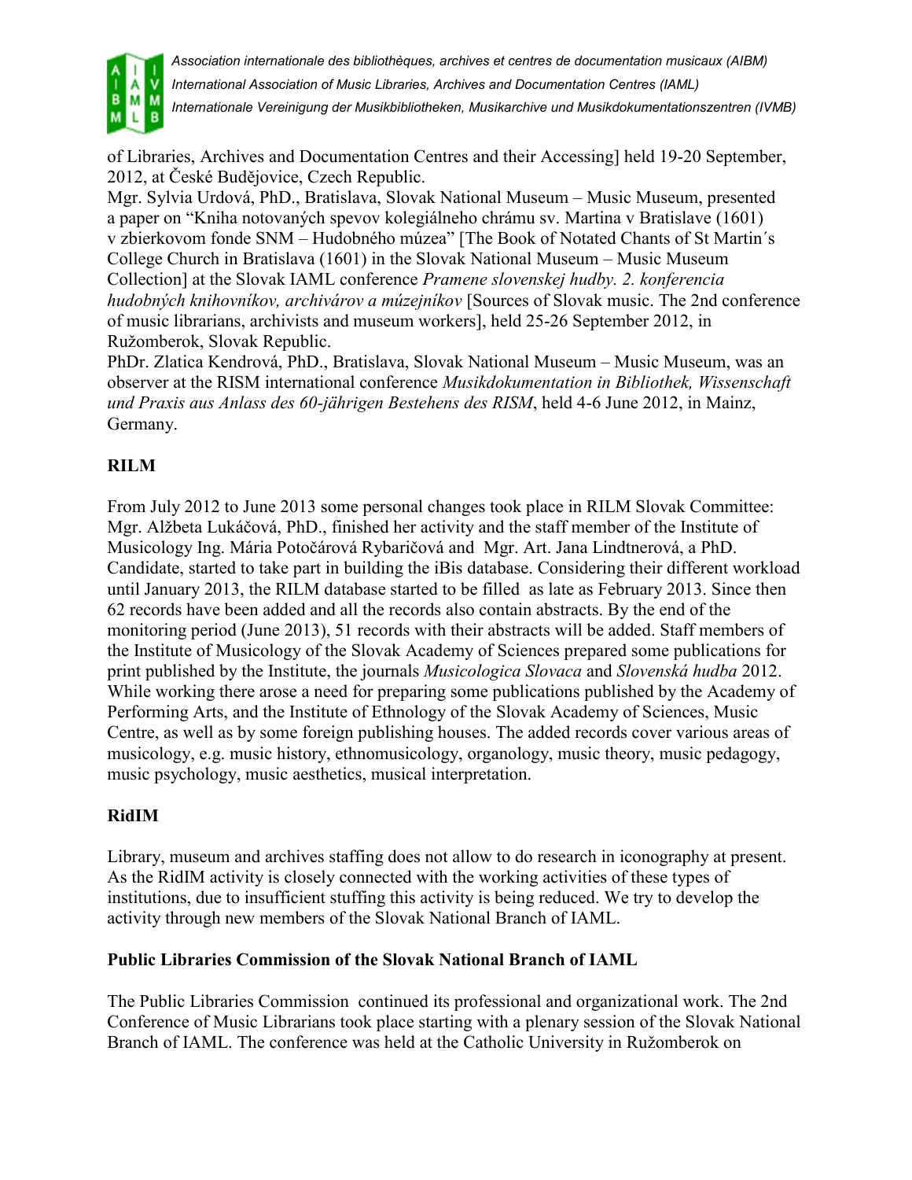of Libraries, Archives and Documentation Centres and their Accessing] held 19-20 September, 2012, at České Budějovice, Czech Republic.

Mgr. Sylvia Urdová, PhD., Bratislava, Slovak National Museum – Music Museum, presented a paper on "Kniha notovaných spevov kolegiálneho chrámu sv. Martina v Bratislave (1601) v zbierkovom fonde SNM – Hudobného múzea" [The Book of Notated Chants of St Martin´s College Church in Bratislava (1601) in the Slovak National Museum – Music Museum Collection] at the Slovak IAML conference *Pramene slovenskej hudby. 2. konferencia hudobných knihovníkov, archivárov a múzejníkov* [Sources of Slovak music. The 2nd conference of music librarians, archivists and museum workers], held 25-26 September 2012, in Ružomberok, Slovak Republic.

PhDr. Zlatica Kendrová, PhD., Bratislava, Slovak National Museum – Music Museum, was an observer at the RISM international conference *Musikdokumentation in Bibliothek, Wissenschaft und Praxis aus Anlass des 60-jährigen Bestehens des RISM*, held 4-6 June 2012, in Mainz, Germany.

## RILM

From July 2012 to June 2013 some personal changes took place in RILM Slovak Committee: Mgr. Alžbeta Lukáčová, PhD., finished her activity and the staff member of the Institute of Musicology Ing. Mária Potočárová Rybaričová and Mgr. Art. Jana Lindtnerová, a PhD. Candidate, started to take part in building the iBis database. Considering their different workload until January 2013, the RILM database started to be filled as late as February 2013. Since then 62 records have been added and all the records also contain abstracts. By the end of the monitoring period (June 2013), 51 records with their abstracts will be added. Staff members of the Institute of Musicology of the Slovak Academy of Sciences prepared some publications for print published by the Institute, the journals *Musicologica Slovaca* and *Slovenská hudba* 2012. While working there arose a need for preparing some publications published by the Academy of Performing Arts, and the Institute of Ethnology of the Slovak Academy of Sciences, Music Centre, as well as by some foreign publishing houses. The added records cover various areas of musicology, e.g. music history, ethnomusicology, organology, music theory, music pedagogy, music psychology, music aesthetics, musical interpretation.

## RidIM

Library, museum and archives staffing does not allow to do research in iconography at present. As the RidIM activity is closely connected with the working activities of these types of institutions, due to insufficient stuffing this activity is being reduced. We try to develop the activity through new members of the Slovak National Branch of IAML.

## Public Libraries Commission of the Slovak National Branch of IAML

The Public Libraries Commission continued its professional and organizational work. The 2nd Conference of Music Librarians took place starting with a plenary session of the Slovak National Branch of IAML. The conference was held at the Catholic University in Ružomberok on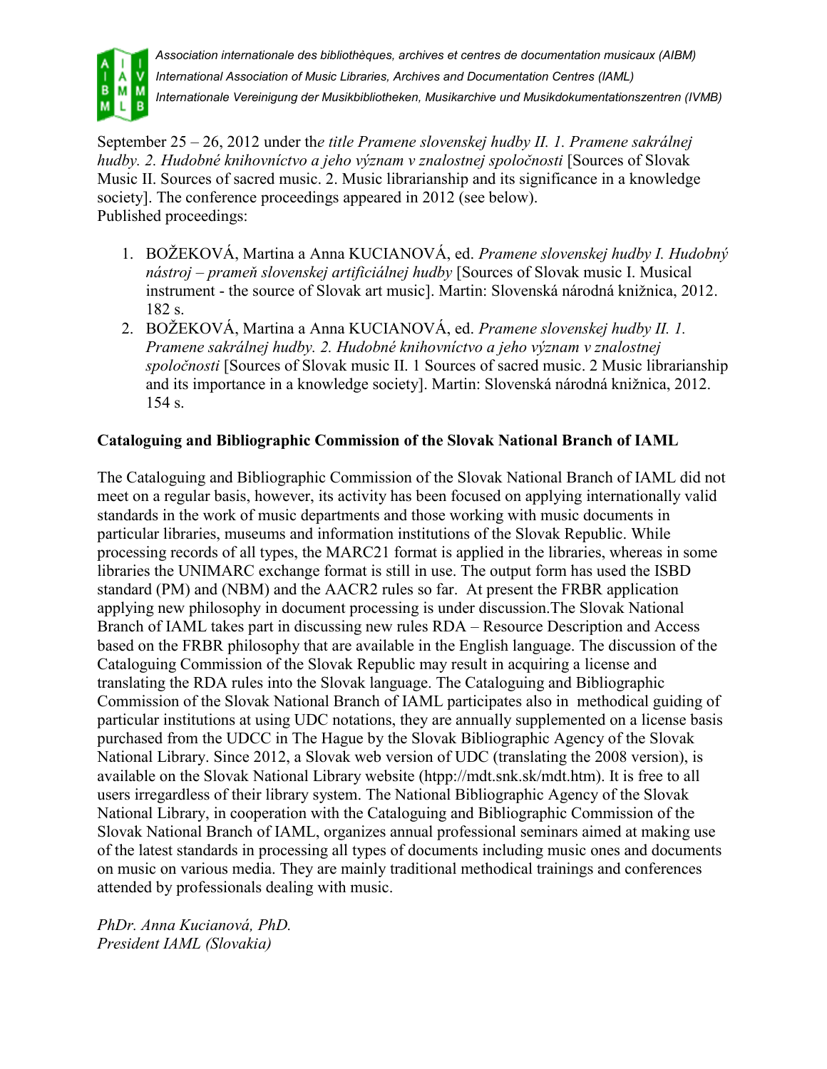September 25 – 26, 2012 under th*e title Pramene slovenskej hudby II. 1. Pramene sakrálnej hudby. 2. Hudobné knihovníctvo a jeho význam v znalostnej spoločnosti* [Sources of Slovak Music II. Sources of sacred music. 2. Music librarianship and its significance in a knowledge society]. The conference proceedings appeared in 2012 (see below).
Published proceedings:

1. BOŽEKOVÁ, Martina a Anna KUCIANOVÁ, ed. *Pramene slovenskej hudby I. Hudobný nástroj – prameň slovenskej artificiálnej hudby* [Sources of Slovak music I. Musical instrument - the source of Slovak art music]. Martin: Slovenská národná knižnica, 2012. 182 s.
2. BOŽEKOVÁ, Martina a Anna KUCIANOVÁ, ed. *Pramene slovenskej hudby II. 1. Pramene sakrálnej hudby. 2. Hudobné knihovníctvo a jeho význam v znalostnej spoločnosti* [Sources of Slovak music II. 1 Sources of sacred music. 2 Music librarianship and its importance in a knowledge society]. Martin: Slovenská národná knižnica, 2012. 154 s.

**Cataloguing and Bibliographic Commission of the Slovak National Branch of IAML**

The Cataloguing and Bibliographic Commission of the Slovak National Branch of IAML did not meet on a regular basis, however, its activity has been focused on applying internationally valid standards in the work of music departments and those working with music documents in particular libraries, museums and information institutions of the Slovak Republic. While processing records of all types, the MARC21 format is applied in the libraries, whereas in some libraries the UNIMARC exchange format is still in use. The output form has used the ISBD standard (PM) and (NBM) and the AACR2 rules so far. At present the FRBR application applying new philosophy in document processing is under discussion.The Slovak National Branch of IAML takes part in discussing new rules RDA – Resource Description and Access based on the FRBR philosophy that are available in the English language. The discussion of the Cataloguing Commission of the Slovak Republic may result in acquiring a license and translating the RDA rules into the Slovak language. The Cataloguing and Bibliographic Commission of the Slovak National Branch of IAML participates also in methodical guiding of particular institutions at using UDC notations, they are annually supplemented on a license basis purchased from the UDCC in The Hague by the Slovak Bibliographic Agency of the Slovak National Library. Since 2012, a Slovak web version of UDC (translating the 2008 version), is available on the Slovak National Library website (htpp://mdt.snk.sk/mdt.htm). It is free to all users irregardless of their library system. The National Bibliographic Agency of the Slovak National Library, in cooperation with the Cataloguing and Bibliographic Commission of the Slovak National Branch of IAML, organizes annual professional seminars aimed at making use of the latest standards in processing all types of documents including music ones and documents on music on various media. They are mainly traditional methodical trainings and conferences attended by professionals dealing with music.

*PhDr. Anna Kucianová, PhD.*
*President IAML (Slovakia)*